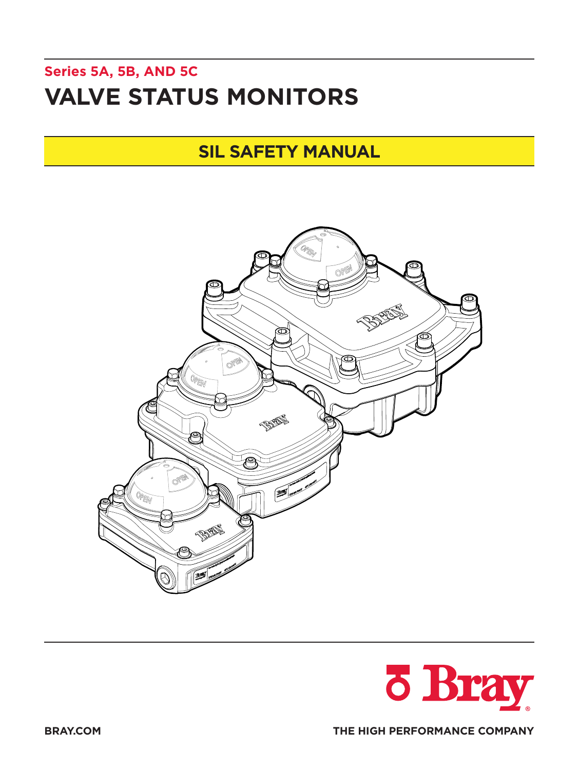**Series 5A, 5B, AND 5C**

# VALVE STATUS MONITORS

## SIL SAFETY MANUAL

BRAY.COM

THE HIGH PERFORMANCE COMPANY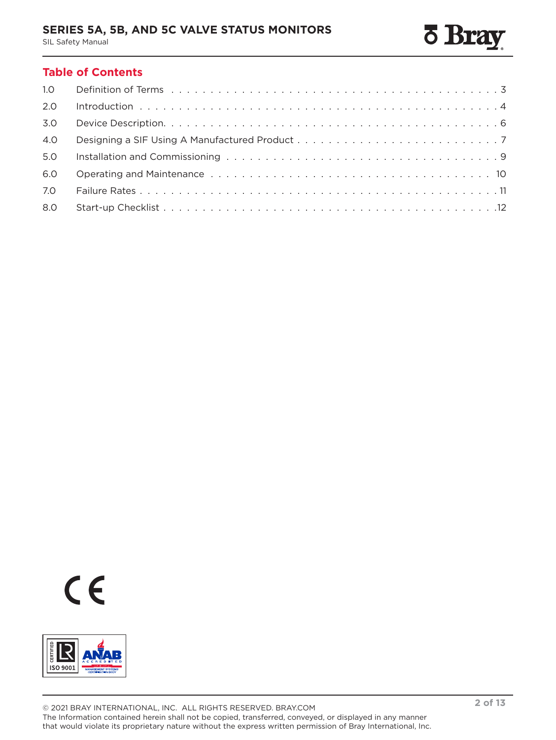## Table of Contents

| | | |
|---|---|---|
| 1.0 | Definition of Terms | 3 |
| 2.0 | Introduction | 4 |
| 3.0 | Device Description | 6 |
| 4.0 | Designing a SIF Using A Manufactured Product | 7 |
| 5.0 | Installation and Commissioning | 9 |
| 6.0 | Operating and Maintenance | 10 |
| 7.0 | Failure Rates | 11 |
| 8.0 | Start-up Checklist | 12 |

© 2021 BRAY INTERNATIONAL, INC. ALL RIGHTS RESERVED. BRAY.COM
The Information contained herein shall not be copied, transferred, conveyed, or displayed in any manner that would violate its proprietary nature without the express written permission of Bray International, Inc.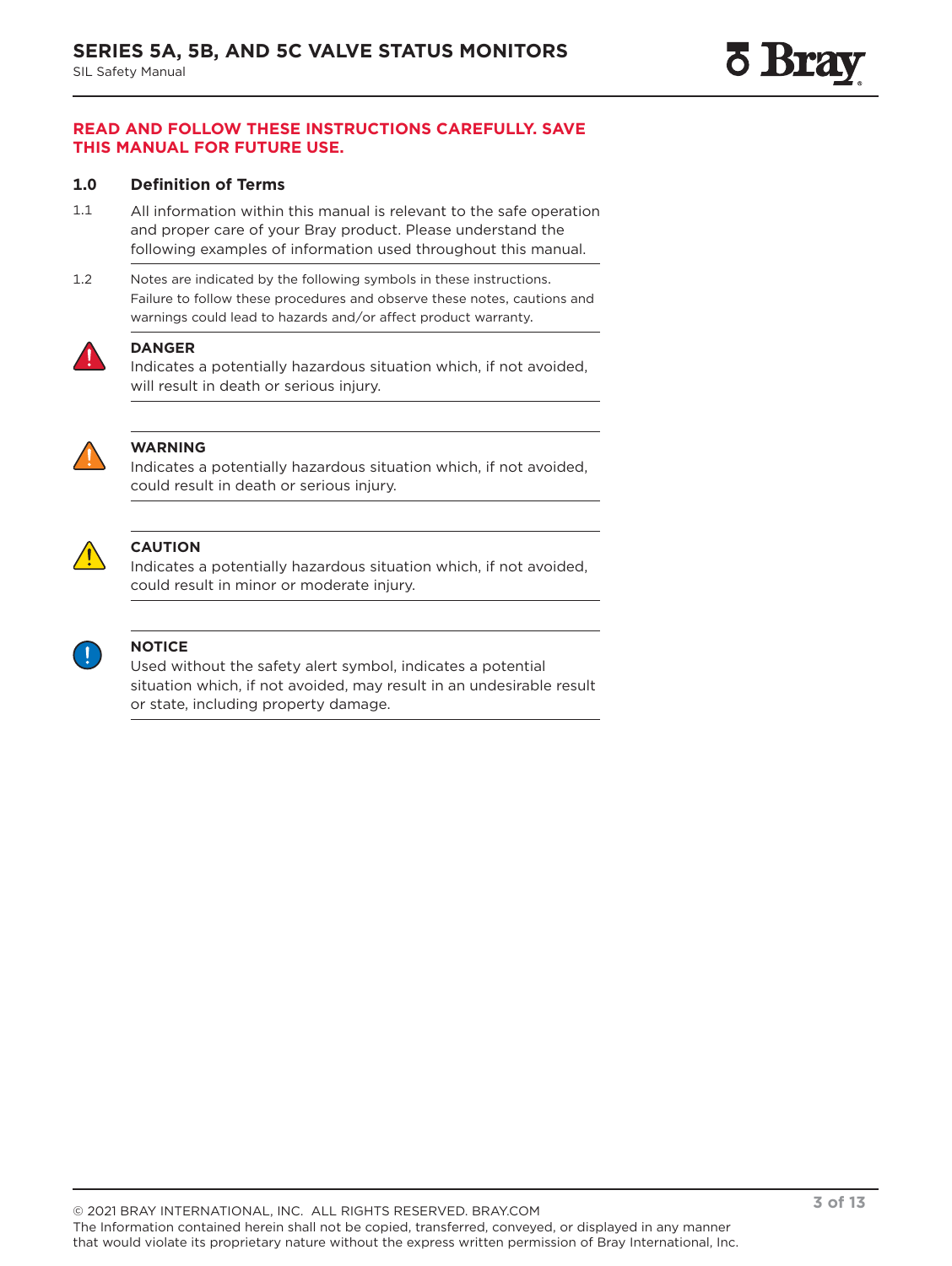**READ AND FOLLOW THESE INSTRUCTIONS CAREFULLY. SAVE THIS MANUAL FOR FUTURE USE.**

## 1.0 Definition of Terms

1.1 All information within this manual is relevant to the safe operation and proper care of your Bray product. Please understand the following examples of information used throughout this manual.

1.2 Notes are indicated by the following symbols in these instructions. Failure to follow these procedures and observe these notes, cautions and warnings could lead to hazards and/or affect product warranty.

**DANGER**
Indicates a potentially hazardous situation which, if not avoided, will result in death or serious injury.

**WARNING**
Indicates a potentially hazardous situation which, if not avoided, could result in death or serious injury.

**CAUTION**
Indicates a potentially hazardous situation which, if not avoided, could result in minor or moderate injury.

**NOTICE**
Used without the safety alert symbol, indicates a potential situation which, if not avoided, may result in an undesirable result or state, including property damage.

© 2021 BRAY INTERNATIONAL, INC. ALL RIGHTS RESERVED. BRAY.COM
The Information contained herein shall not be copied, transferred, conveyed, or displayed in any manner that would violate its proprietary nature without the express written permission of Bray International, Inc.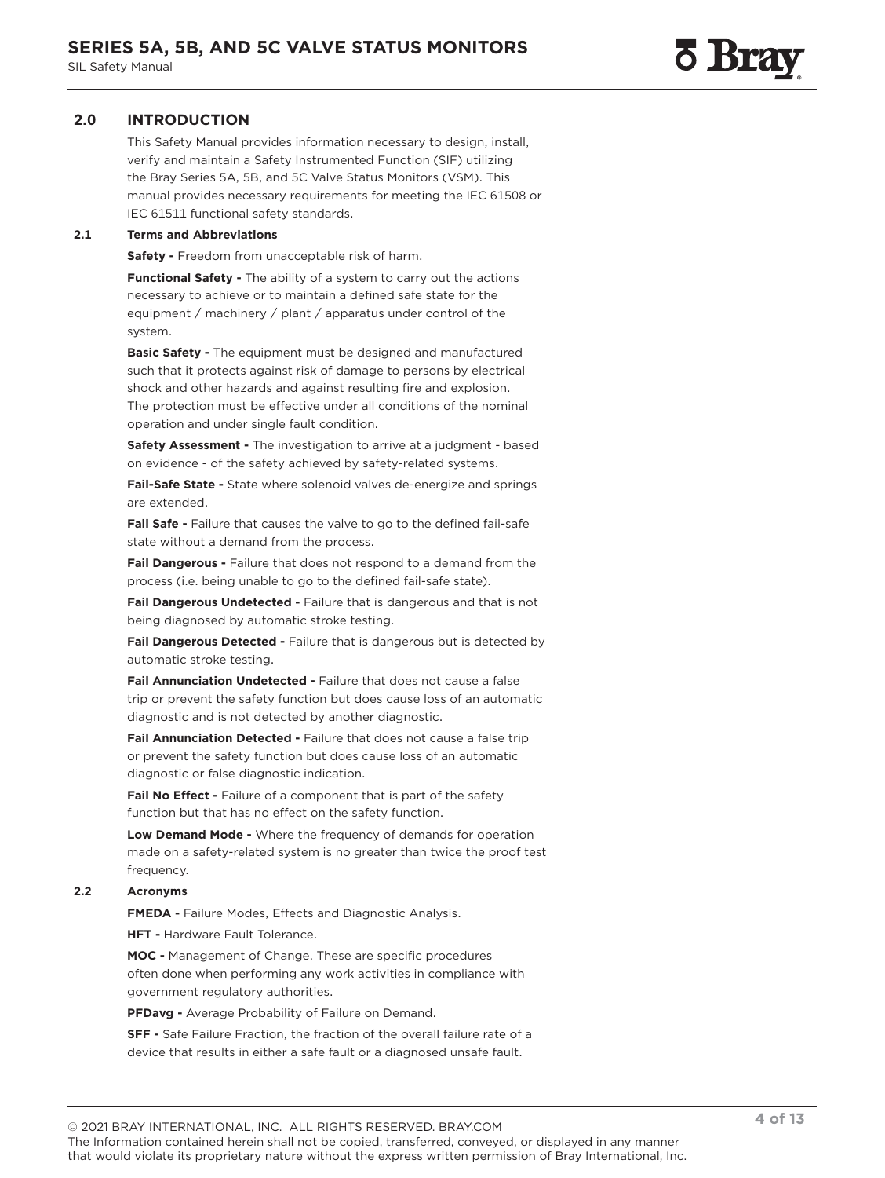## 2.0 INTRODUCTION

This Safety Manual provides information necessary to design, install, verify and maintain a Safety Instrumented Function (SIF) utilizing the Bray Series 5A, 5B, and 5C Valve Status Monitors (VSM). This manual provides necessary requirements for meeting the IEC 61508 or IEC 61511 functional safety standards.

### 2.1 Terms and Abbreviations

**Safety -** Freedom from unacceptable risk of harm.

**Functional Safety -** The ability of a system to carry out the actions necessary to achieve or to maintain a defined safe state for the equipment / machinery / plant / apparatus under control of the system.

**Basic Safety -** The equipment must be designed and manufactured such that it protects against risk of damage to persons by electrical shock and other hazards and against resulting fire and explosion. The protection must be effective under all conditions of the nominal operation and under single fault condition.

**Safety Assessment -** The investigation to arrive at a judgment - based on evidence - of the safety achieved by safety-related systems.

**Fail-Safe State -** State where solenoid valves de-energize and springs are extended.

**Fail Safe -** Failure that causes the valve to go to the defined fail-safe state without a demand from the process.

**Fail Dangerous -** Failure that does not respond to a demand from the process (i.e. being unable to go to the defined fail-safe state).

**Fail Dangerous Undetected -** Failure that is dangerous and that is not being diagnosed by automatic stroke testing.

**Fail Dangerous Detected -** Failure that is dangerous but is detected by automatic stroke testing.

**Fail Annunciation Undetected -** Failure that does not cause a false trip or prevent the safety function but does cause loss of an automatic diagnostic and is not detected by another diagnostic.

**Fail Annunciation Detected -** Failure that does not cause a false trip or prevent the safety function but does cause loss of an automatic diagnostic or false diagnostic indication.

**Fail No Effect -** Failure of a component that is part of the safety function but that has no effect on the safety function.

**Low Demand Mode -** Where the frequency of demands for operation made on a safety-related system is no greater than twice the proof test frequency.

### 2.2 Acronyms

**FMEDA -** Failure Modes, Effects and Diagnostic Analysis.

**HFT -** Hardware Fault Tolerance.

**MOC -** Management of Change. These are specific procedures often done when performing any work activities in compliance with government regulatory authorities.

**PFDavg -** Average Probability of Failure on Demand.

**SFF -** Safe Failure Fraction, the fraction of the overall failure rate of a device that results in either a safe fault or a diagnosed unsafe fault.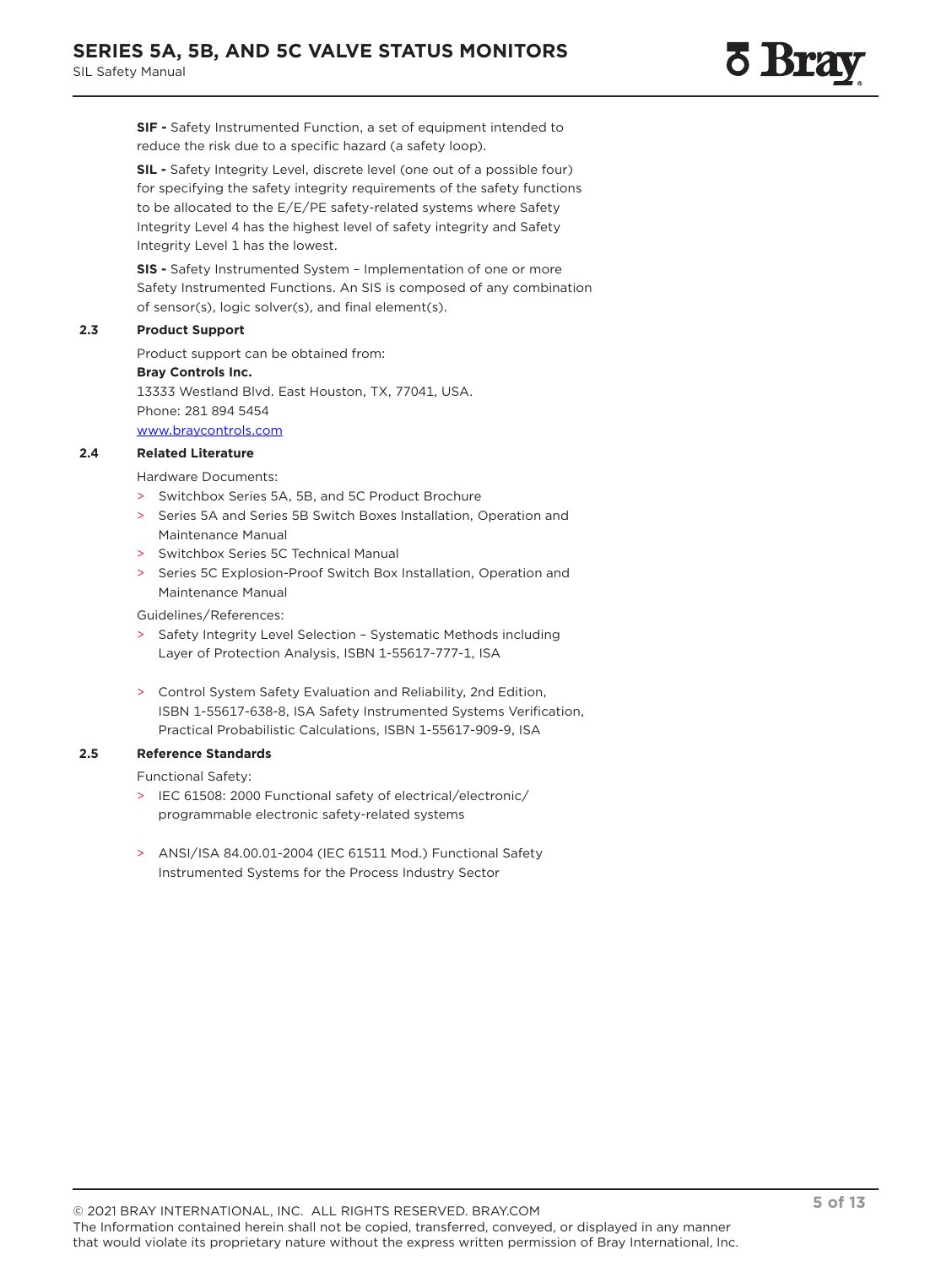**SIF -** Safety Instrumented Function, a set of equipment intended to reduce the risk due to a specific hazard (a safety loop).

**SIL -** Safety Integrity Level, discrete level (one out of a possible four) for specifying the safety integrity requirements of the safety functions to be allocated to the E/E/PE safety-related systems where Safety Integrity Level 4 has the highest level of safety integrity and Safety Integrity Level 1 has the lowest.

**SIS -** Safety Instrumented System – Implementation of one or more Safety Instrumented Functions. An SIS is composed of any combination of sensor(s), logic solver(s), and final element(s).

## 2.3 Product Support

Product support can be obtained from:

**Bray Controls Inc.**
13333 Westland Blvd. East Houston, TX, 77041, USA.
Phone: 281 894 5454
www.braycontrols.com

## 2.4 Related Literature

Hardware Documents:

- Switchbox Series 5A, 5B, and 5C Product Brochure
- Series 5A and Series 5B Switch Boxes Installation, Operation and Maintenance Manual
- Switchbox Series 5C Technical Manual
- Series 5C Explosion-Proof Switch Box Installation, Operation and Maintenance Manual

Guidelines/References:

- Safety Integrity Level Selection – Systematic Methods including Layer of Protection Analysis, ISBN 1-55617-777-1, ISA
- Control System Safety Evaluation and Reliability, 2nd Edition, ISBN 1-55617-638-8, ISA Safety Instrumented Systems Verification, Practical Probabilistic Calculations, ISBN 1-55617-909-9, ISA

## 2.5 Reference Standards

Functional Safety:

- IEC 61508: 2000 Functional safety of electrical/electronic/ programmable electronic safety-related systems
- ANSI/ISA 84.00.01-2004 (IEC 61511 Mod.) Functional Safety Instrumented Systems for the Process Industry Sector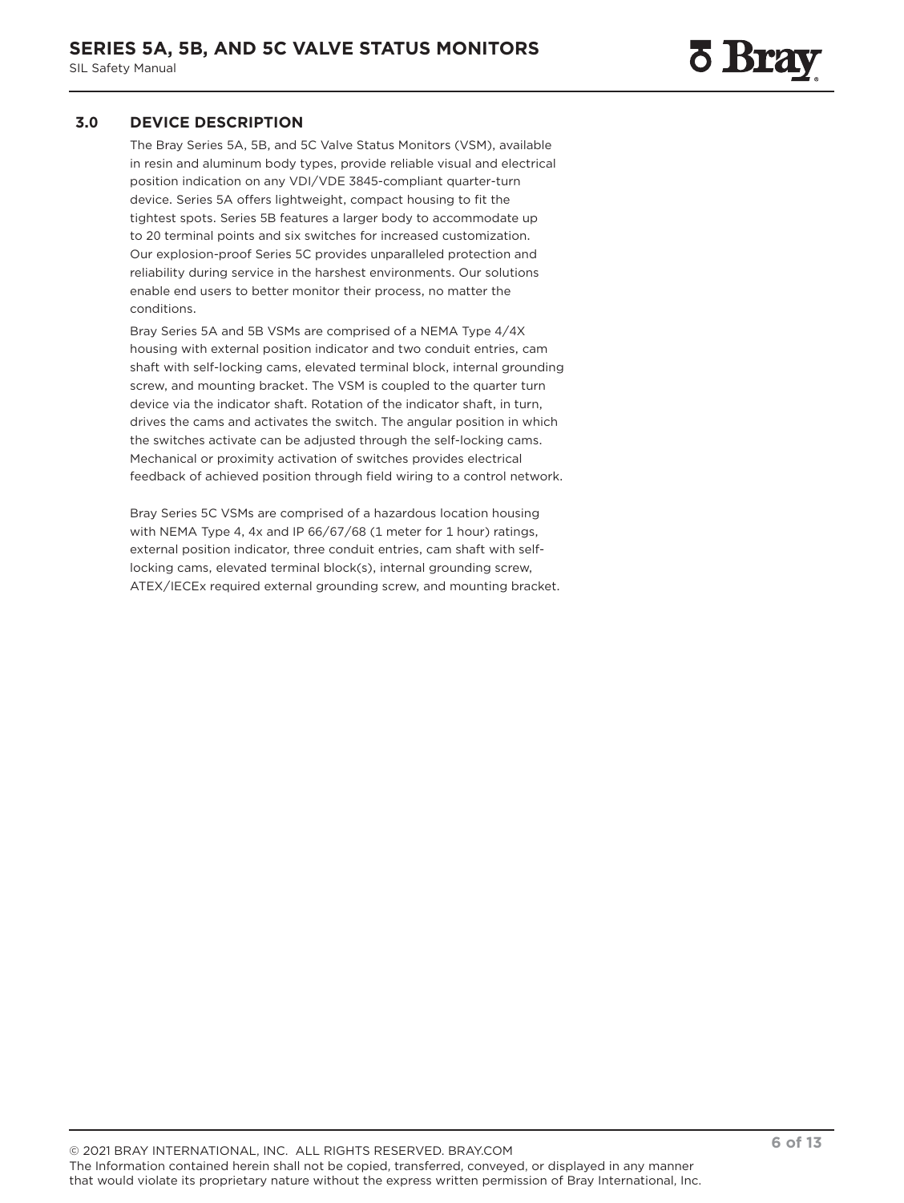## 3.0 DEVICE DESCRIPTION

The Bray Series 5A, 5B, and 5C Valve Status Monitors (VSM), available in resin and aluminum body types, provide reliable visual and electrical position indication on any VDI/VDE 3845-compliant quarter-turn device. Series 5A offers lightweight, compact housing to fit the tightest spots. Series 5B features a larger body to accommodate up to 20 terminal points and six switches for increased customization. Our explosion-proof Series 5C provides unparalleled protection and reliability during service in the harshest environments. Our solutions enable end users to better monitor their process, no matter the conditions.

Bray Series 5A and 5B VSMs are comprised of a NEMA Type 4/4X housing with external position indicator and two conduit entries, cam shaft with self-locking cams, elevated terminal block, internal grounding screw, and mounting bracket. The VSM is coupled to the quarter turn device via the indicator shaft. Rotation of the indicator shaft, in turn, drives the cams and activates the switch. The angular position in which the switches activate can be adjusted through the self-locking cams. Mechanical or proximity activation of switches provides electrical feedback of achieved position through field wiring to a control network.

Bray Series 5C VSMs are comprised of a hazardous location housing with NEMA Type 4, 4x and IP 66/67/68 (1 meter for 1 hour) ratings, external position indicator, three conduit entries, cam shaft with self-locking cams, elevated terminal block(s), internal grounding screw, ATEX/IECEx required external grounding screw, and mounting bracket.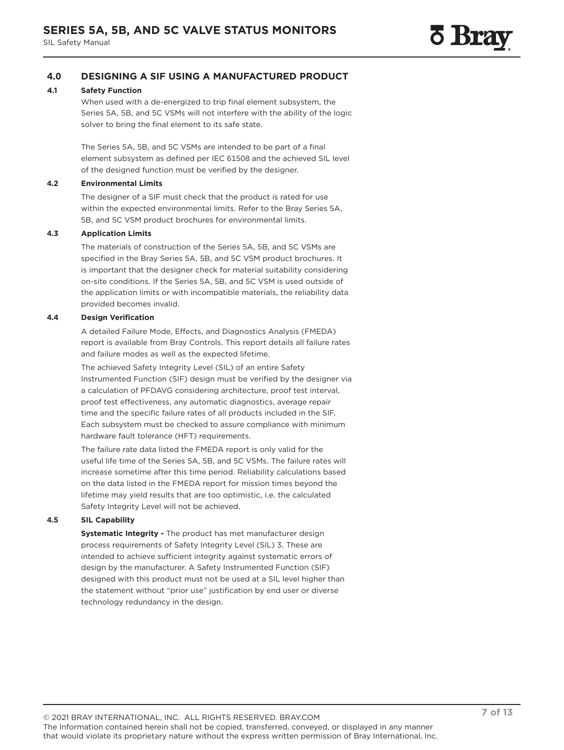## 4.0 DESIGNING A SIF USING A MANUFACTURED PRODUCT

### 4.1 Safety Function

When used with a de-energized to trip final element subsystem, the Series 5A, 5B, and 5C VSMs will not interfere with the ability of the logic solver to bring the final element to its safe state.

The Series 5A, 5B, and 5C VSMs are intended to be part of a final element subsystem as defined per IEC 61508 and the achieved SIL level of the designed function must be verified by the designer.

### 4.2 Environmental Limits

The designer of a SIF must check that the product is rated for use within the expected environmental limits. Refer to the Bray Series 5A, 5B, and 5C VSM product brochures for environmental limits.

### 4.3 Application Limits

The materials of construction of the Series 5A, 5B, and 5C VSMs are specified in the Bray Series 5A, 5B, and 5C VSM product brochures. It is important that the designer check for material suitability considering on-site conditions. If the Series 5A, 5B, and 5C VSM is used outside of the application limits or with incompatible materials, the reliability data provided becomes invalid.

### 4.4 Design Verification

A detailed Failure Mode, Effects, and Diagnostics Analysis (FMEDA) report is available from Bray Controls. This report details all failure rates and failure modes as well as the expected lifetime.

The achieved Safety Integrity Level (SIL) of an entire Safety Instrumented Function (SIF) design must be verified by the designer via a calculation of PFDAVG considering architecture, proof test interval, proof test effectiveness, any automatic diagnostics, average repair time and the specific failure rates of all products included in the SIF. Each subsystem must be checked to assure compliance with minimum hardware fault tolerance (HFT) requirements.

The failure rate data listed the FMEDA report is only valid for the useful life time of the Series 5A, 5B, and 5C VSMs. The failure rates will increase sometime after this time period. Reliability calculations based on the data listed in the FMEDA report for mission times beyond the lifetime may yield results that are too optimistic, i.e. the calculated Safety Integrity Level will not be achieved.

### 4.5 SIL Capability

**Systematic Integrity -** The product has met manufacturer design process requirements of Safety Integrity Level (SIL) 3. These are intended to achieve sufficient integrity against systematic errors of design by the manufacturer. A Safety Instrumented Function (SIF) designed with this product must not be used at a SIL level higher than the statement without "prior use" justification by end user or diverse technology redundancy in the design.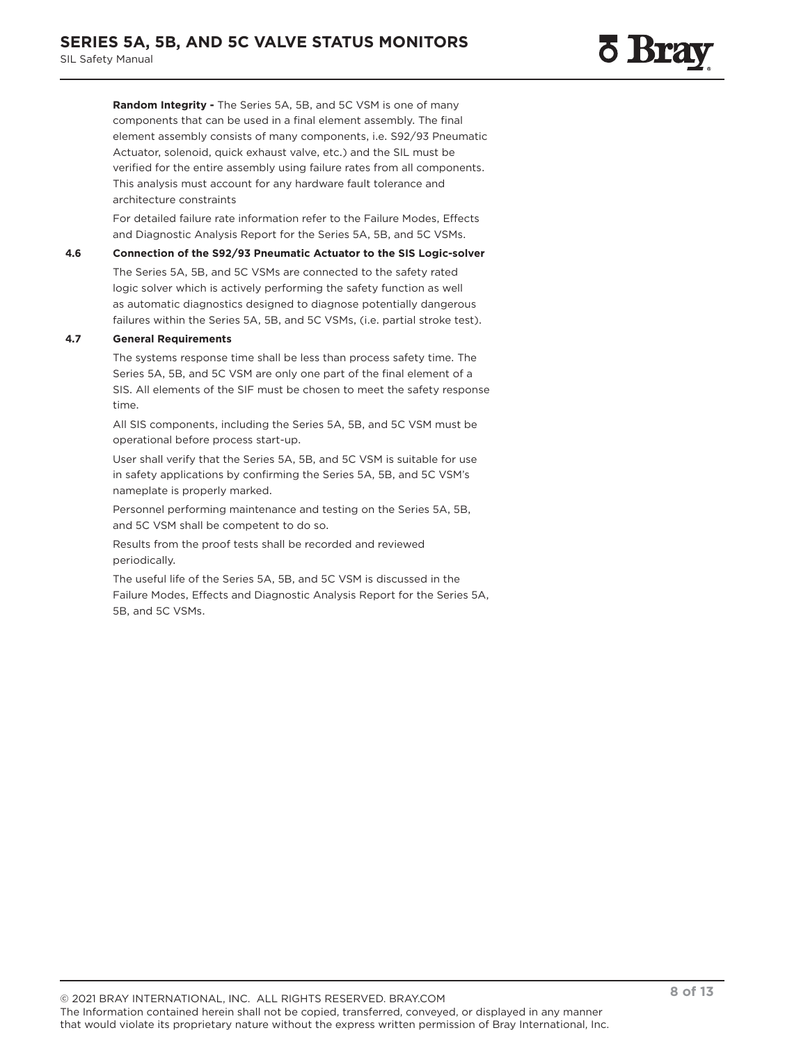**Random Integrity -** The Series 5A, 5B, and 5C VSM is one of many components that can be used in a final element assembly. The final element assembly consists of many components, i.e. S92/93 Pneumatic Actuator, solenoid, quick exhaust valve, etc.) and the SIL must be verified for the entire assembly using failure rates from all components. This analysis must account for any hardware fault tolerance and architecture constraints

For detailed failure rate information refer to the Failure Modes, Effects and Diagnostic Analysis Report for the Series 5A, 5B, and 5C VSMs.

**4.6 Connection of the S92/93 Pneumatic Actuator to the SIS Logic-solver**

The Series 5A, 5B, and 5C VSMs are connected to the safety rated logic solver which is actively performing the safety function as well as automatic diagnostics designed to diagnose potentially dangerous failures within the Series 5A, 5B, and 5C VSMs, (i.e. partial stroke test).

**4.7 General Requirements**

The systems response time shall be less than process safety time. The Series 5A, 5B, and 5C VSM are only one part of the final element of a SIS. All elements of the SIF must be chosen to meet the safety response time.

All SIS components, including the Series 5A, 5B, and 5C VSM must be operational before process start-up.

User shall verify that the Series 5A, 5B, and 5C VSM is suitable for use in safety applications by confirming the Series 5A, 5B, and 5C VSM's nameplate is properly marked.

Personnel performing maintenance and testing on the Series 5A, 5B, and 5C VSM shall be competent to do so.

Results from the proof tests shall be recorded and reviewed periodically.

The useful life of the Series 5A, 5B, and 5C VSM is discussed in the Failure Modes, Effects and Diagnostic Analysis Report for the Series 5A, 5B, and 5C VSMs.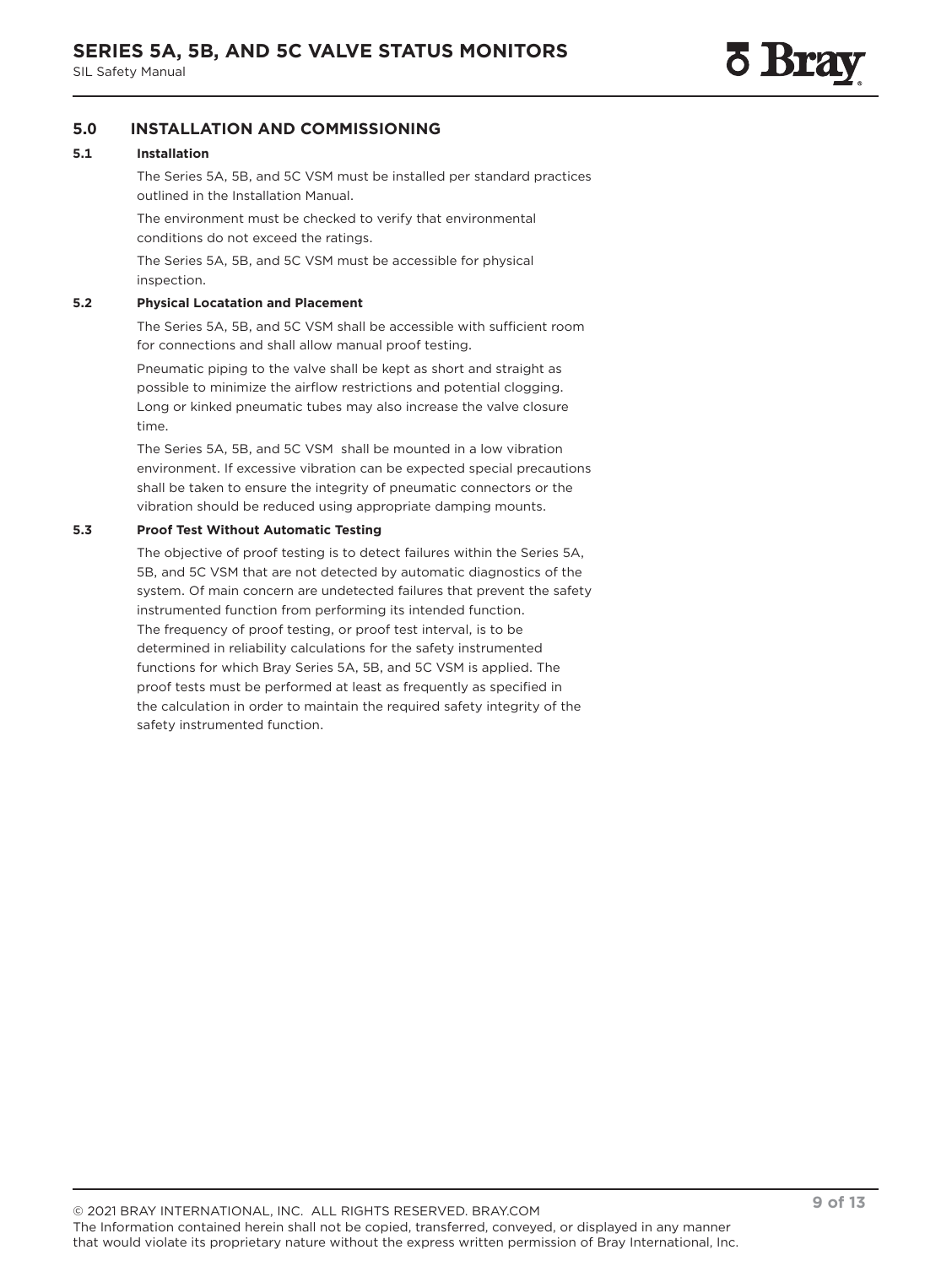## 5.0 INSTALLATION AND COMMISSIONING

### 5.1 Installation

The Series 5A, 5B, and 5C VSM must be installed per standard practices outlined in the Installation Manual.

The environment must be checked to verify that environmental conditions do not exceed the ratings.

The Series 5A, 5B, and 5C VSM must be accessible for physical inspection.

### 5.2 Physical Locatation and Placement

The Series 5A, 5B, and 5C VSM shall be accessible with sufficient room for connections and shall allow manual proof testing.

Pneumatic piping to the valve shall be kept as short and straight as possible to minimize the airflow restrictions and potential clogging. Long or kinked pneumatic tubes may also increase the valve closure time.

The Series 5A, 5B, and 5C VSM shall be mounted in a low vibration environment. If excessive vibration can be expected special precautions shall be taken to ensure the integrity of pneumatic connectors or the vibration should be reduced using appropriate damping mounts.

### 5.3 Proof Test Without Automatic Testing

The objective of proof testing is to detect failures within the Series 5A, 5B, and 5C VSM that are not detected by automatic diagnostics of the system. Of main concern are undetected failures that prevent the safety instrumented function from performing its intended function. The frequency of proof testing, or proof test interval, is to be determined in reliability calculations for the safety instrumented functions for which Bray Series 5A, 5B, and 5C VSM is applied. The proof tests must be performed at least as frequently as specified in the calculation in order to maintain the required safety integrity of the safety instrumented function.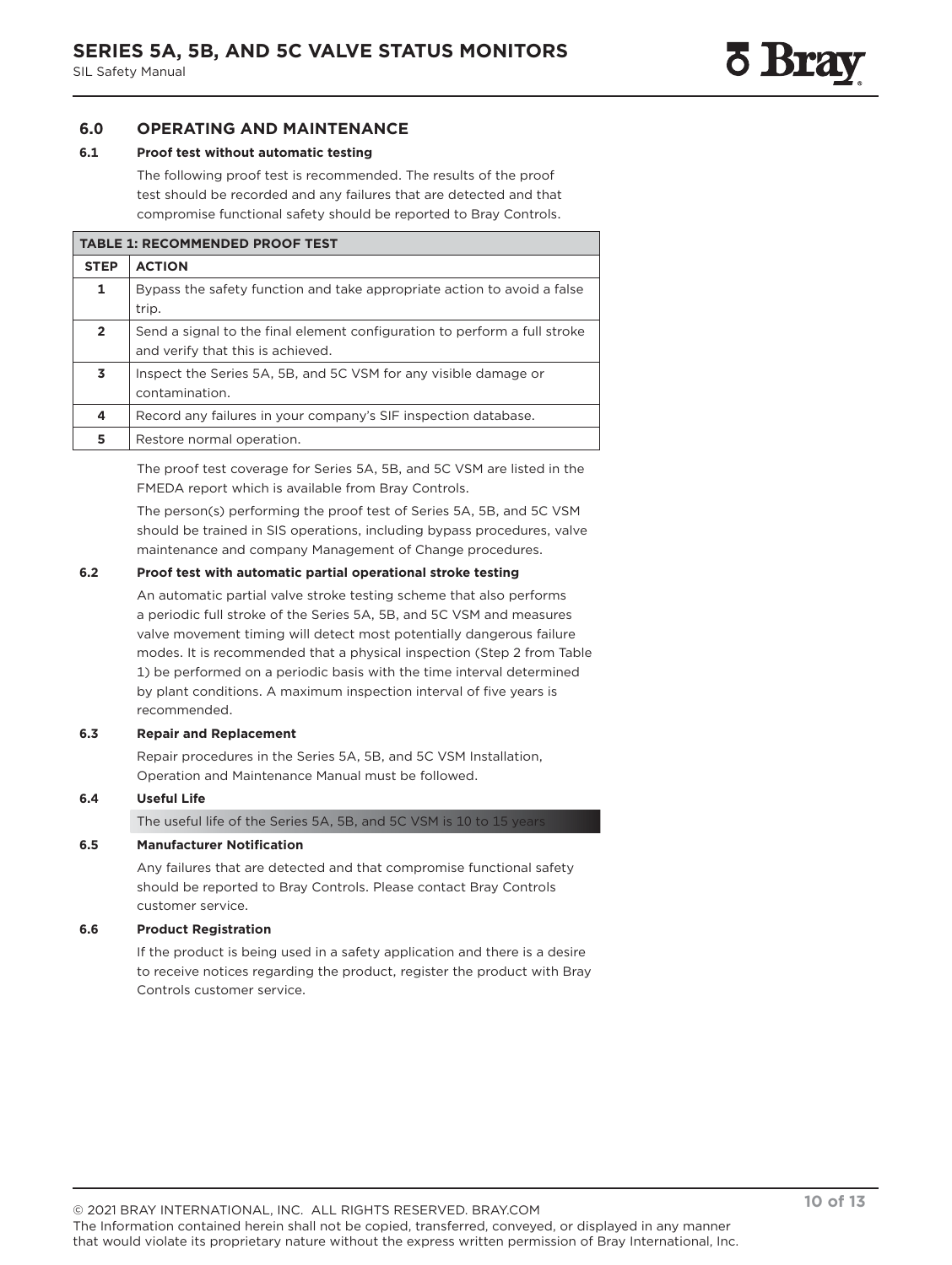## 6.0 OPERATING AND MAINTENANCE

### 6.1 Proof test without automatic testing

The following proof test is recommended. The results of the proof test should be recorded and any failures that are detected and that compromise functional safety should be reported to Bray Controls.

| TABLE 1: RECOMMENDED PROOF TEST | |
|---|---|
| **STEP** | **ACTION** |
| **1** | Bypass the safety function and take appropriate action to avoid a false trip. |
| **2** | Send a signal to the final element configuration to perform a full stroke and verify that this is achieved. |
| **3** | Inspect the Series 5A, 5B, and 5C VSM for any visible damage or contamination. |
| **4** | Record any failures in your company's SIF inspection database. |
| **5** | Restore normal operation. |

The proof test coverage for Series 5A, 5B, and 5C VSM are listed in the FMEDA report which is available from Bray Controls.

The person(s) performing the proof test of Series 5A, 5B, and 5C VSM should be trained in SIS operations, including bypass procedures, valve maintenance and company Management of Change procedures.

### 6.2 Proof test with automatic partial operational stroke testing

An automatic partial valve stroke testing scheme that also performs a periodic full stroke of the Series 5A, 5B, and 5C VSM and measures valve movement timing will detect most potentially dangerous failure modes. It is recommended that a physical inspection (Step 2 from Table 1) be performed on a periodic basis with the time interval determined by plant conditions. A maximum inspection interval of five years is recommended.

### 6.3 Repair and Replacement

Repair procedures in the Series 5A, 5B, and 5C VSM Installation, Operation and Maintenance Manual must be followed.

### 6.4 Useful Life

The useful life of the Series 5A, 5B, and 5C VSM is 10 to 15 years

### 6.5 Manufacturer Notification

Any failures that are detected and that compromise functional safety should be reported to Bray Controls. Please contact Bray Controls customer service.

### 6.6 Product Registration

If the product is being used in a safety application and there is a desire to receive notices regarding the product, register the product with Bray Controls customer service.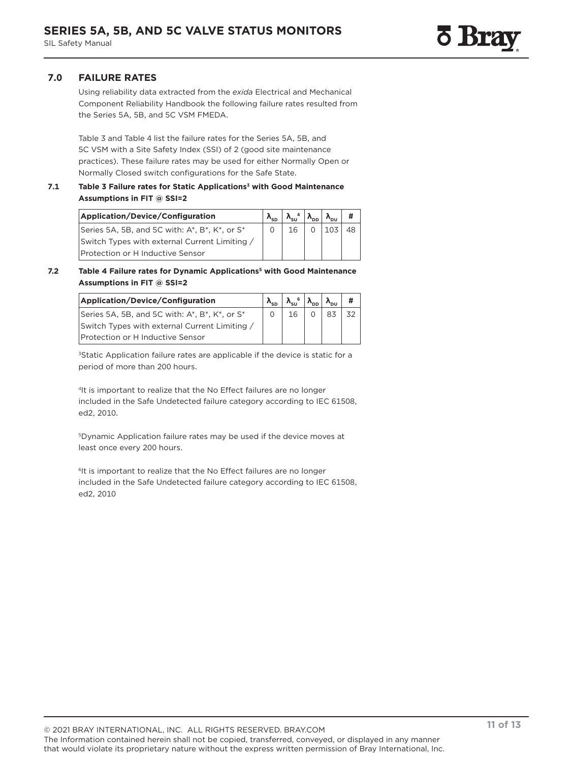## 7.0 FAILURE RATES

Using reliability data extracted from the *exida* Electrical and Mechanical Component Reliability Handbook the following failure rates resulted from the Series 5A, 5B, and 5C VSM FMEDA.

Table 3 and Table 4 list the failure rates for the Series 5A, 5B, and 5C VSM with a Site Safety Index (SSI) of 2 (good site maintenance practices). These failure rates may be used for either Normally Open or Normally Closed switch configurations for the Safe State.

### 7.1 Table 3 Failure rates for Static Applications[3] with Good Maintenance Assumptions in FIT @ SSI=2

| Application/Device/Configuration | $\lambda_{SD}$ | $\lambda_{SU}$[4] | $\lambda_{DD}$ | $\lambda_{DU}$ | # |
|---|---|---|---|---|---|
| Series 5A, 5B, and 5C with: A*, B*, K*, or S* Switch Types with external Current Limiting / Protection or H Inductive Sensor | 0 | 16 | 0 | 103 | 48 |

### 7.2 Table 4 Failure rates for Dynamic Applications[5] with Good Maintenance Assumptions in FIT @ SSI=2

| Application/Device/Configuration | $\lambda_{SD}$ | $\lambda_{SU}$[6] | $\lambda_{DD}$ | $\lambda_{DU}$ | # |
|---|---|---|---|---|---|
| Series 5A, 5B, and 5C with: A*, B*, K*, or S* Switch Types with external Current Limiting / Protection or H Inductive Sensor | 0 | 16 | 0 | 83 | 32 |

[3]Static Application failure rates are applicable if the device is static for a period of more than 200 hours.

[4]It is important to realize that the No Effect failures are no longer included in the Safe Undetected failure category according to IEC 61508, ed2, 2010.

[5]Dynamic Application failure rates may be used if the device moves at least once every 200 hours.

[6]It is important to realize that the No Effect failures are no longer included in the Safe Undetected failure category according to IEC 61508, ed2, 2010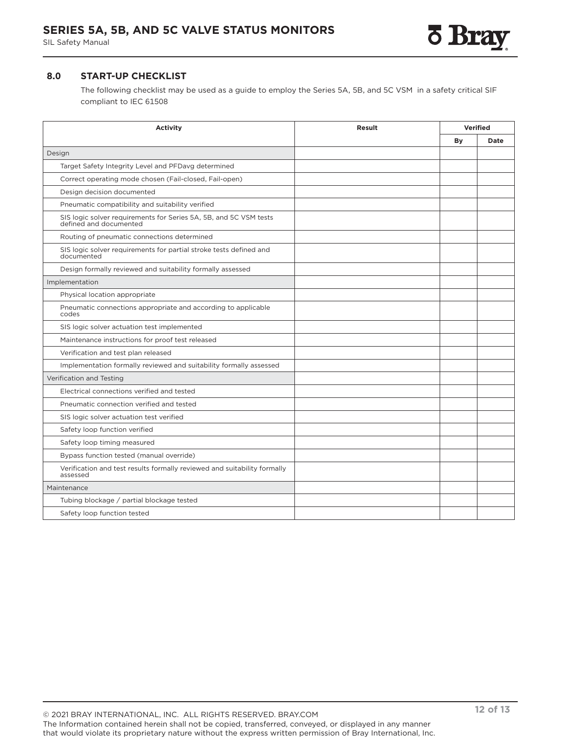## 8.0 START-UP CHECKLIST

The following checklist may be used as a guide to employ the Series 5A, 5B, and 5C VSM in a safety critical SIF compliant to IEC 61508

| Activity | Result | Verified | |
|---|---|---|---|
| | | By | Date |
| Design | | | |
| Target Safety Integrity Level and PFDavg determined | | | |
| Correct operating mode chosen (Fail-closed, Fail-open) | | | |
| Design decision documented | | | |
| Pneumatic compatibility and suitability verified | | | |
| SIS logic solver requirements for Series 5A, 5B, and 5C VSM tests defined and documented | | | |
| Routing of pneumatic connections determined | | | |
| SIS logic solver requirements for partial stroke tests defined and documented | | | |
| Design formally reviewed and suitability formally assessed | | | |
| Implementation | | | |
| Physical location appropriate | | | |
| Pneumatic connections appropriate and according to applicable codes | | | |
| SIS logic solver actuation test implemented | | | |
| Maintenance instructions for proof test released | | | |
| Verification and test plan released | | | |
| Implementation formally reviewed and suitability formally assessed | | | |
| Verification and Testing | | | |
| Electrical connections verified and tested | | | |
| Pneumatic connection verified and tested | | | |
| SIS logic solver actuation test verified | | | |
| Safety loop function verified | | | |
| Safety loop timing measured | | | |
| Bypass function tested (manual override) | | | |
| Verification and test results formally reviewed and suitability formally assessed | | | |
| Maintenance | | | |
| Tubing blockage / partial blockage tested | | | |
| Safety loop function tested | | | |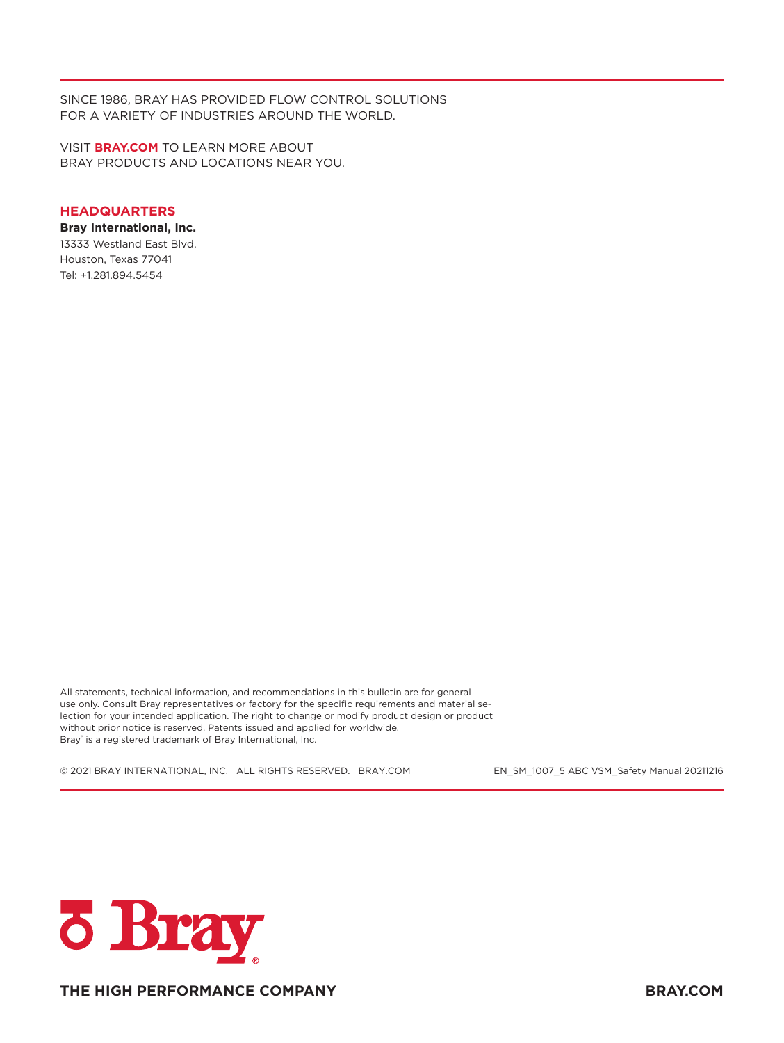SINCE 1986, BRAY HAS PROVIDED FLOW CONTROL SOLUTIONS FOR A VARIETY OF INDUSTRIES AROUND THE WORLD.

VISIT **BRAY.COM** TO LEARN MORE ABOUT BRAY PRODUCTS AND LOCATIONS NEAR YOU.

## HEADQUARTERS

**Bray International, Inc.**
13333 Westland East Blvd.
Houston, Texas 77041
Tel: +1.281.894.5454

All statements, technical information, and recommendations in this bulletin are for general use only. Consult Bray representatives or factory for the specific requirements and material selection for your intended application. The right to change or modify product design or product without prior notice is reserved. Patents issued and applied for worldwide.
Bray® is a registered trademark of Bray International, Inc.

© 2021 BRAY INTERNATIONAL, INC. ALL RIGHTS RESERVED. BRAY.COM

EN_SM_1007_5 ABC VSM_Safety Manual 20211216

Bray®

**THE HIGH PERFORMANCE COMPANY**

**BRAY.COM**